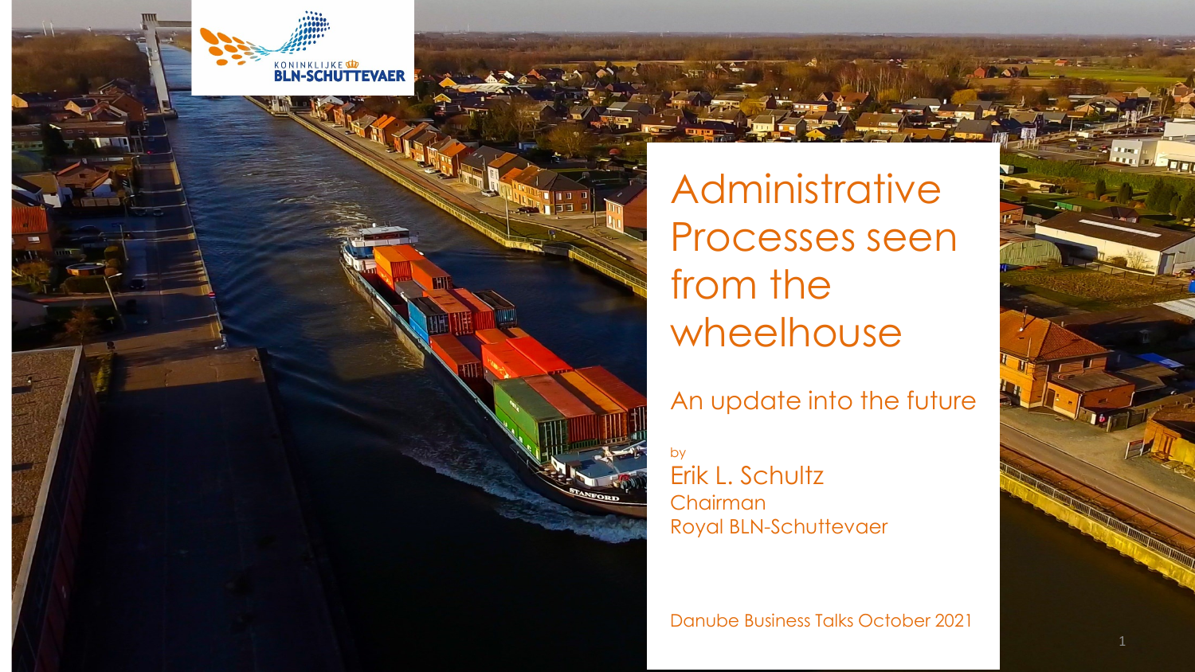# Administrative Processes seen from the wheelhouse

## An update into the future

by
Erik L. Schultz
Chairman
Royal BLN-Schuttevaer

Danube Business Talks October 2021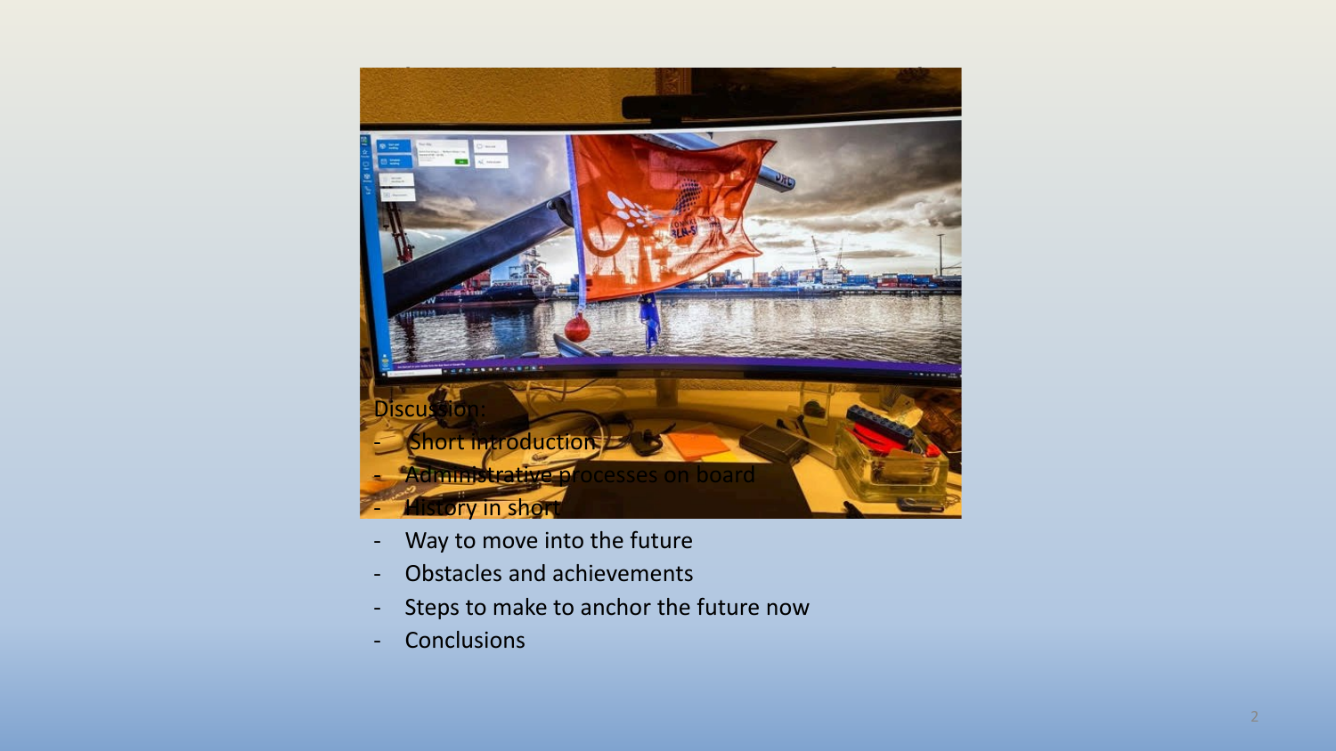Discussion:

- Short introduction
- Administrative processes on board
- History in short
- Way to move into the future
- Obstacles and achievements
- Steps to make to anchor the future now
- Conclusions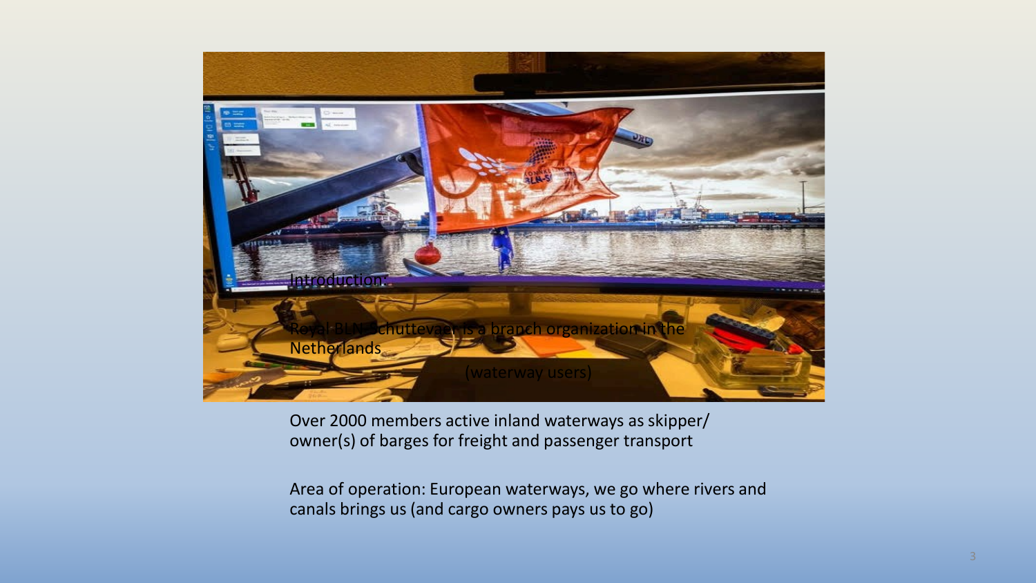Introduction:

Royal BLN-Schuttevaer is a branch organization in the Netherlands

(waterway users)

Over 2000 members active inland waterways as skipper/ owner(s) of barges for freight and passenger transport

Area of operation: European waterways, we go where rivers and canals brings us (and cargo owners pays us to go)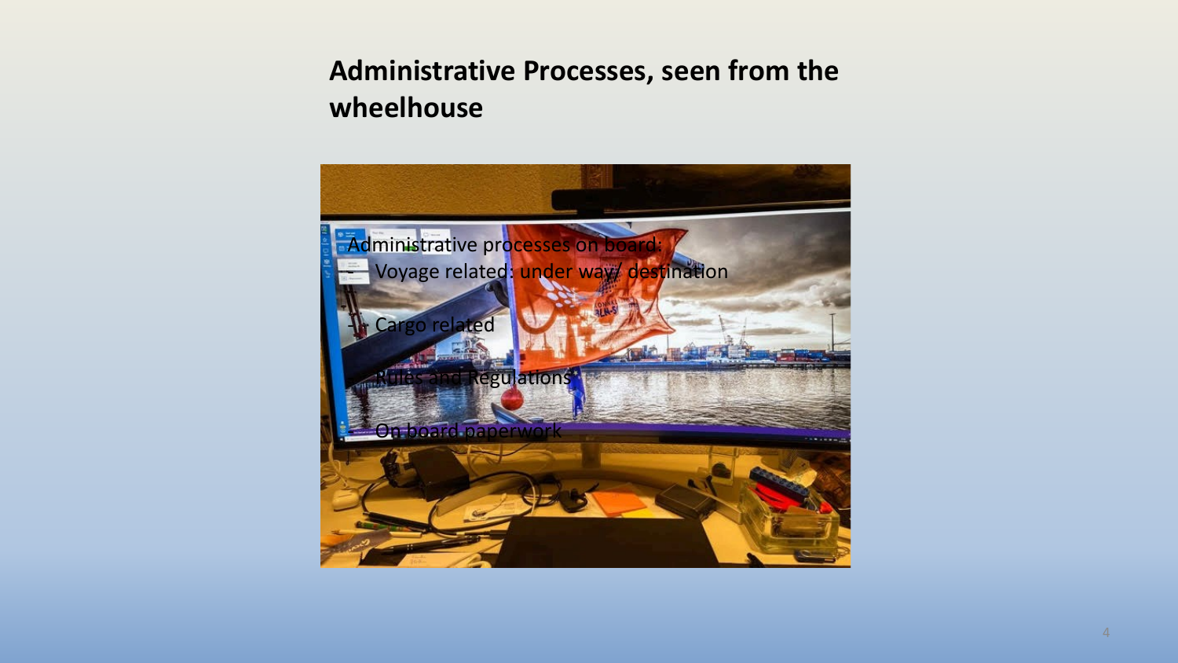## Administrative Processes, seen from the wheelhouse

Administrative processes on board:

- Voyage related: under way/ destination
- Cargo related
- Rules and Regulations
- On board paperwork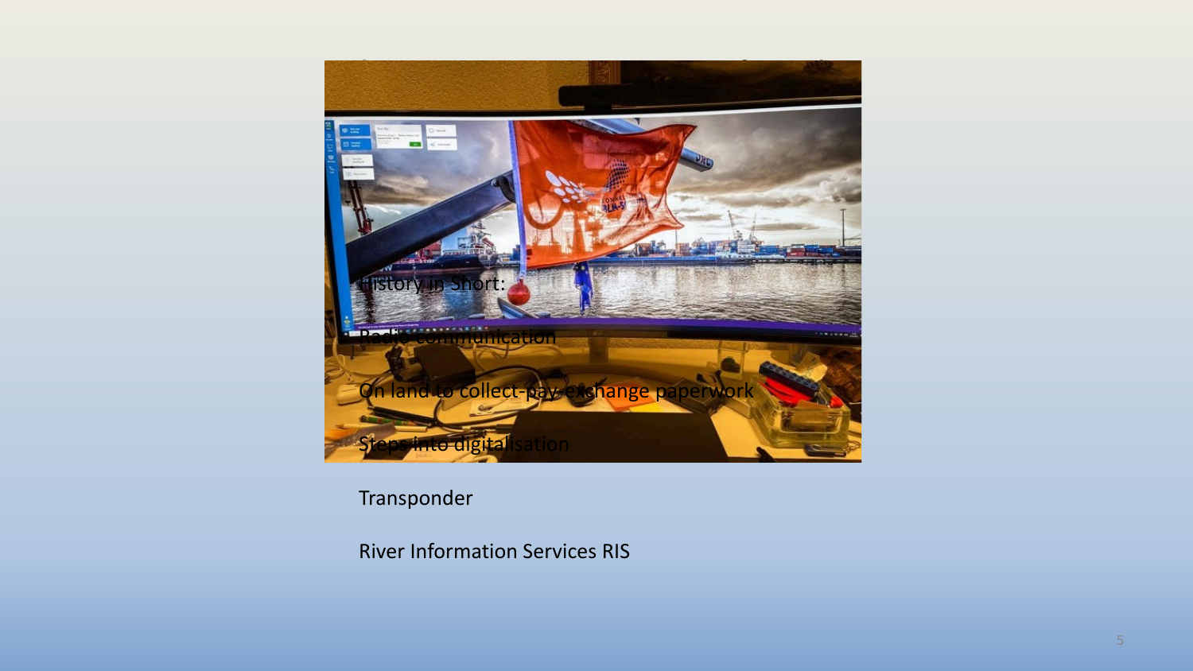History in Short:

Radio communication

On land to collect-pay-exchange paperwork

Steps into digitalisation

Transponder

River Information Services RIS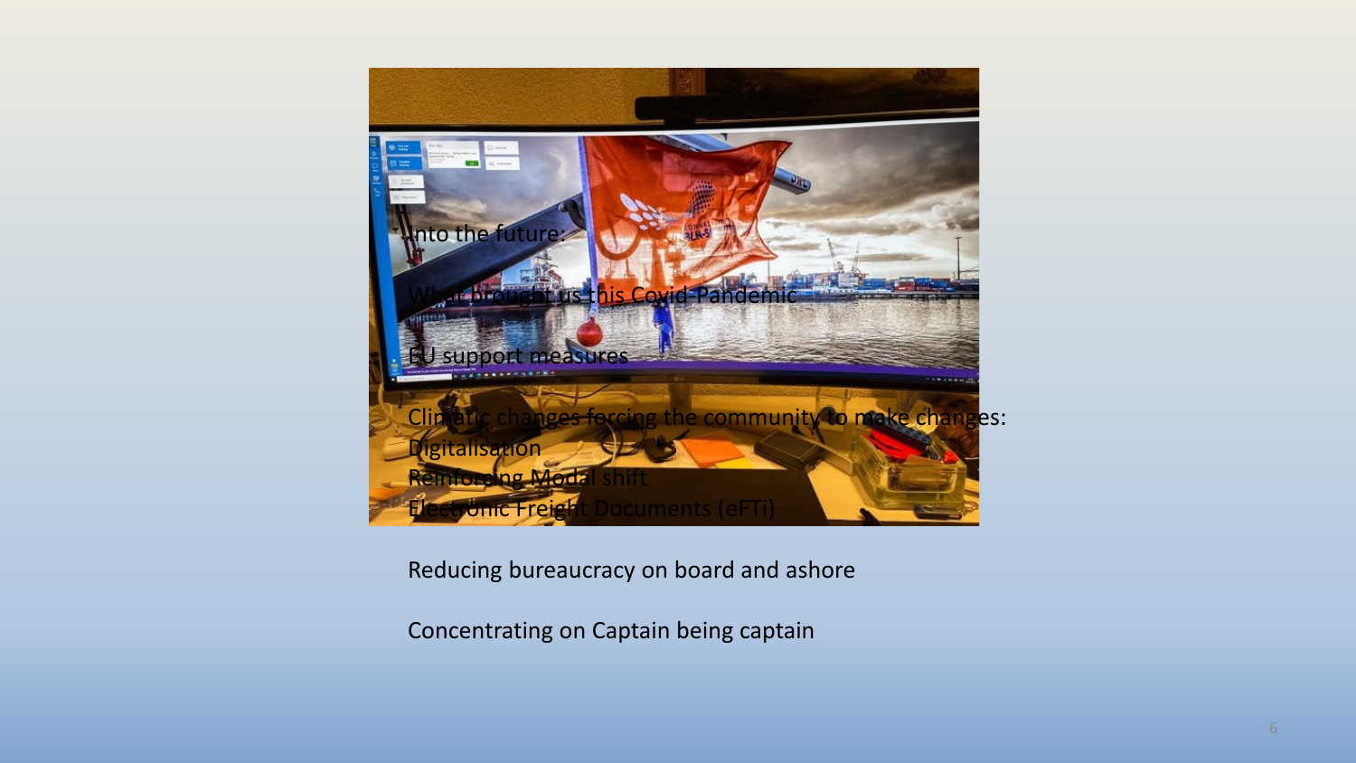Into the future:

What brought us this Covid-Pandemic

EU support measures

Climatic changes forcing the community to make changes:
Digitalisation
Reinforcing Modal shift
Electronic Freight Documents (eFTi)

Reducing bureaucracy on board and ashore

Concentrating on Captain being captain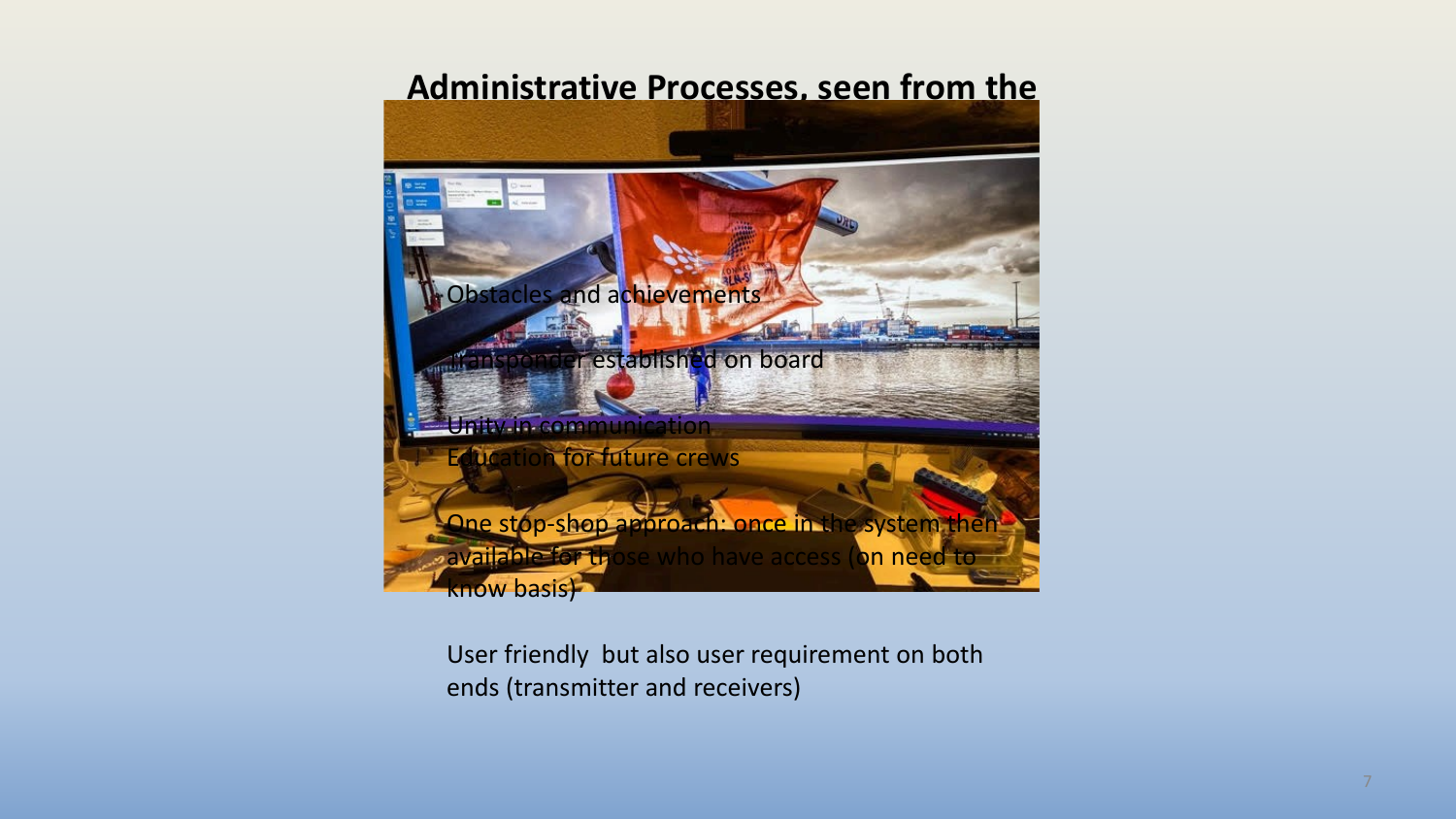## Administrative Processes, seen from the

- Obstacles and achievements
- Transponder established on board
- Unity in communication
- Education for future crews
- One stop-shop approach: once in the system then available for those who have access (on need to know basis)

User friendly but also user requirement on both ends (transmitter and receivers)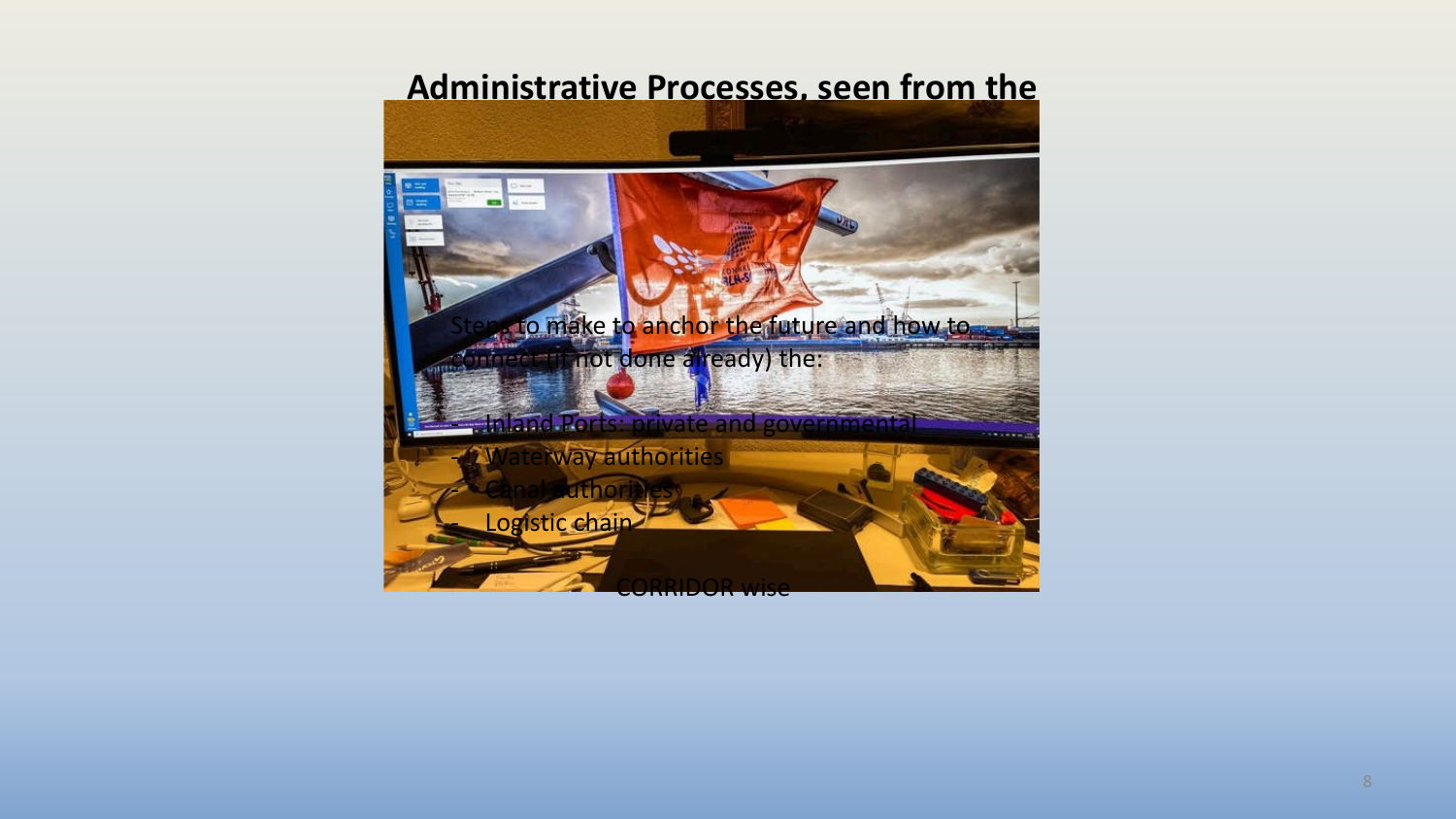## Administrative Processes, seen from the

Steps to make to anchor the future and how to connect (if not done already) the:

- Inland Ports: private and governmental
- Waterway authorities
- Canal authorities
- Logistic chain

CORRIDOR wise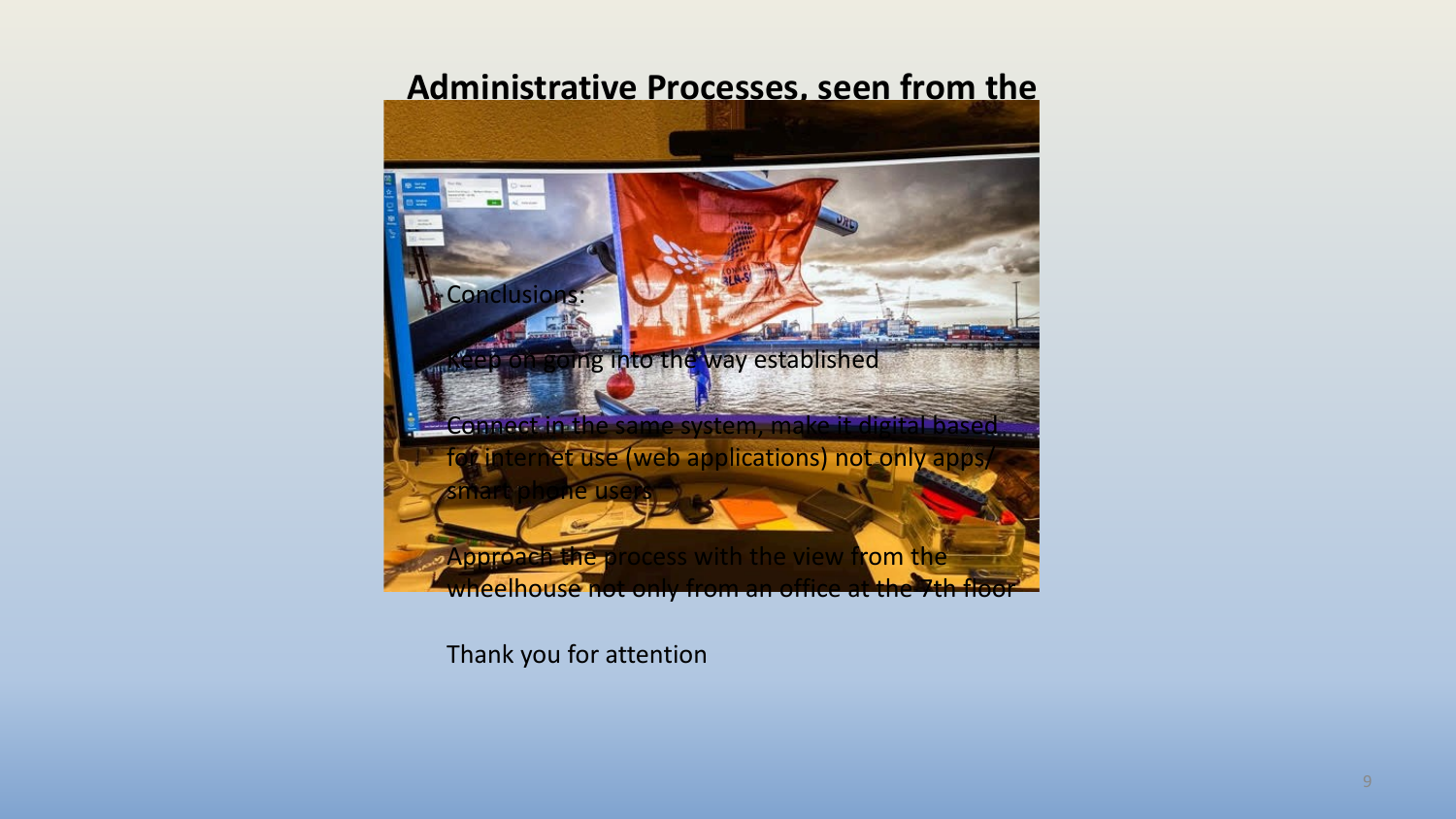## Administrative Processes, seen from the

Conclusions:

Keep on going into the way established

Connect in the same system, make it digital based for internet use (web applications) not only apps/ smart phone users

Approach the process with the view from the wheelhouse not only from an office at the 7th floor

Thank you for attention